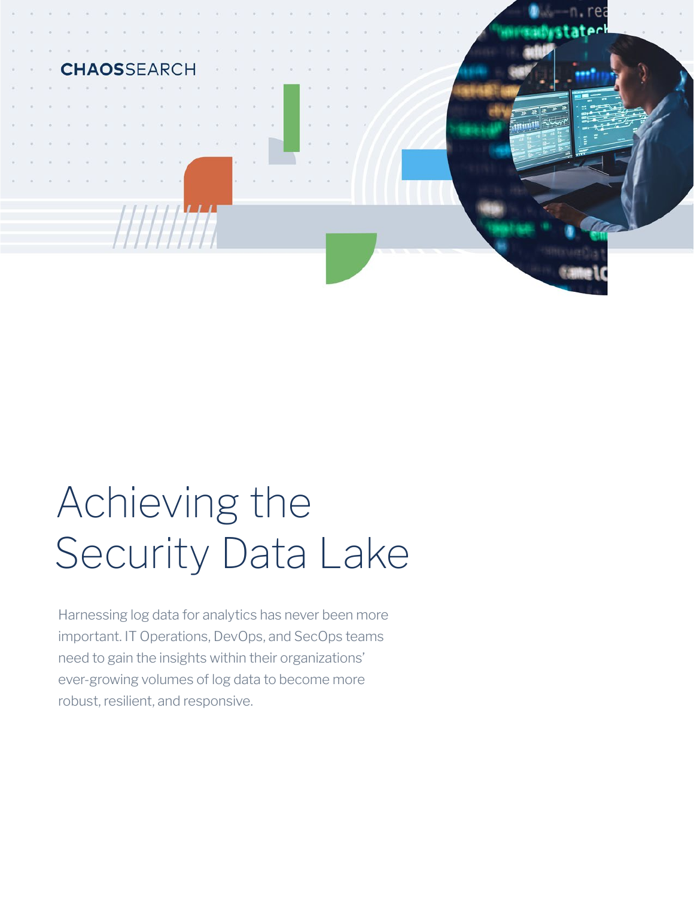CHAOSSEARCH

# Achieving the Security Data Lake

Harnessing log data for analytics has never been more important. IT Operations, DevOps, and SecOps teams need to gain the insights within their organizations' ever-growing volumes of log data to become more robust, resilient, and responsive.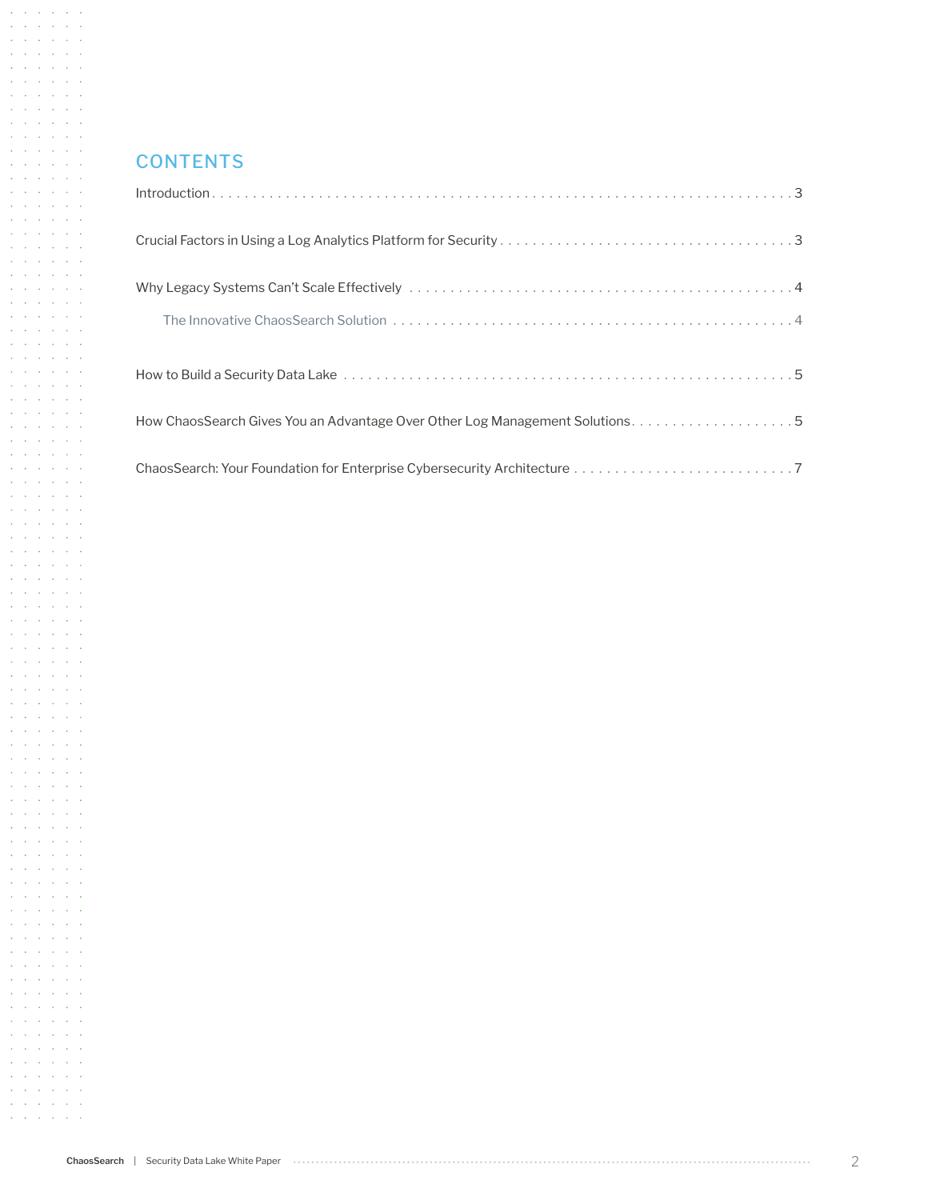## CONTENTS

Introduction . . . . . . . . . . 3

Crucial Factors in Using a Log Analytics Platform for Security . . . . . . . . . . 3

Why Legacy Systems Can't Scale Effectively . . . . . . . . . . 4

- The Innovative ChaosSearch Solution . . . . . . . . . . 4

How to Build a Security Data Lake . . . . . . . . . . 5

How ChaosSearch Gives You an Advantage Over Other Log Management Solutions . . . . . . . . . . 5

ChaosSearch: Your Foundation for Enterprise Cybersecurity Architecture . . . . . . . . . . 7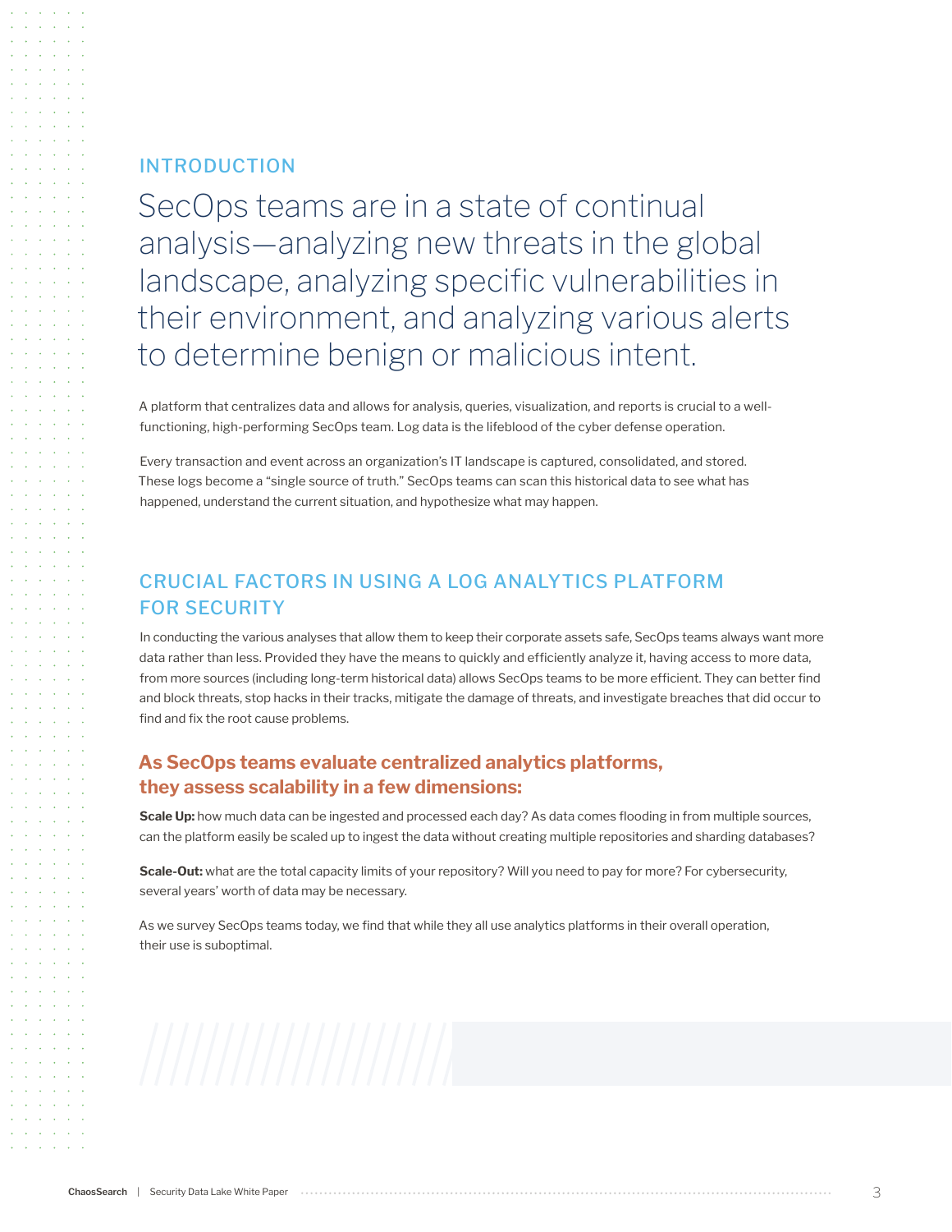## INTRODUCTION

# SecOps teams are in a state of continual analysis—analyzing new threats in the global landscape, analyzing specific vulnerabilities in their environment, and analyzing various alerts to determine benign or malicious intent.

A platform that centralizes data and allows for analysis, queries, visualization, and reports is crucial to a well-functioning, high-performing SecOps team. Log data is the lifeblood of the cyber defense operation.

Every transaction and event across an organization's IT landscape is captured, consolidated, and stored. These logs become a "single source of truth." SecOps teams can scan this historical data to see what has happened, understand the current situation, and hypothesize what may happen.

## CRUCIAL FACTORS IN USING A LOG ANALYTICS PLATFORM FOR SECURITY

In conducting the various analyses that allow them to keep their corporate assets safe, SecOps teams always want more data rather than less. Provided they have the means to quickly and efficiently analyze it, having access to more data, from more sources (including long-term historical data) allows SecOps teams to be more efficient. They can better find and block threats, stop hacks in their tracks, mitigate the damage of threats, and investigate breaches that did occur to find and fix the root cause problems.

### As SecOps teams evaluate centralized analytics platforms, they assess scalability in a few dimensions:

**Scale Up:** how much data can be ingested and processed each day? As data comes flooding in from multiple sources, can the platform easily be scaled up to ingest the data without creating multiple repositories and sharding databases?

**Scale-Out:** what are the total capacity limits of your repository? Will you need to pay for more? For cybersecurity, several years' worth of data may be necessary.

As we survey SecOps teams today, we find that while they all use analytics platforms in their overall operation, their use is suboptimal.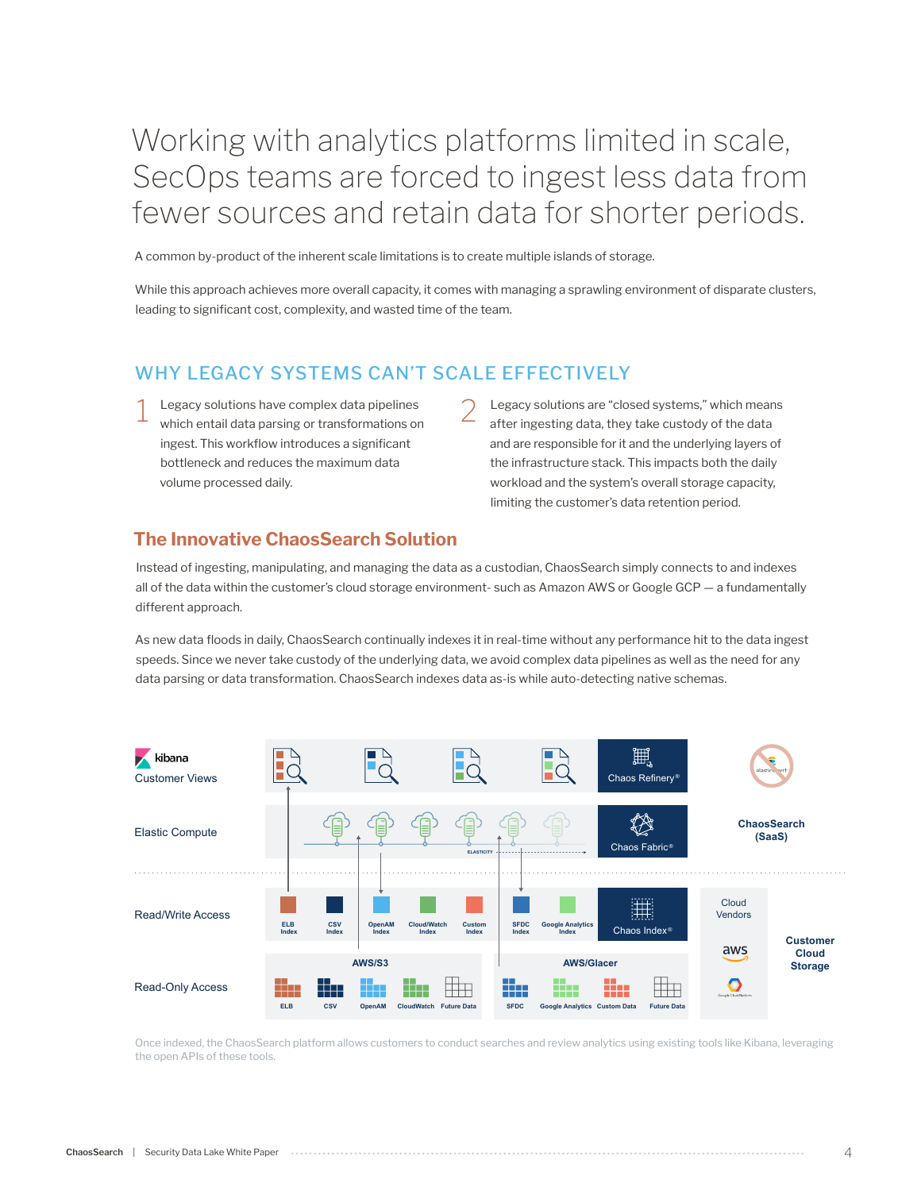# Working with analytics platforms limited in scale, SecOps teams are forced to ingest less data from fewer sources and retain data for shorter periods.

A common by-product of the inherent scale limitations is to create multiple islands of storage.

While this approach achieves more overall capacity, it comes with managing a sprawling environment of disparate clusters, leading to significant cost, complexity, and wasted time of the team.

## WHY LEGACY SYSTEMS CAN'T SCALE EFFECTIVELY

1. Legacy solutions have complex data pipelines which entail data parsing or transformations on ingest. This workflow introduces a significant bottleneck and reduces the maximum data volume processed daily.

2. Legacy solutions are "closed systems," which means after ingesting data, they take custody of the data and are responsible for it and the underlying layers of the infrastructure stack. This impacts both the daily workload and the system's overall storage capacity, limiting the customer's data retention period.

## The Innovative ChaosSearch Solution

Instead of ingesting, manipulating, and managing the data as a custodian, ChaosSearch simply connects to and indexes all of the data within the customer's cloud storage environment- such as Amazon AWS or Google GCP — a fundamentally different approach.

As new data floods in daily, ChaosSearch continually indexes it in real-time without any performance hit to the data ingest speeds. Since we never take custody of the underlying data, we avoid complex data pipelines as well as the need for any data parsing or data transformation. ChaosSearch indexes data as-is while auto-detecting native schemas.

kibana Customer Views | Chaos Refinery®

Elastic Compute | ELASTICITY | Chaos Fabric® | ChaosSearch (SaaS)

Read/Write Access | ELB Index | CSV Index | OpenAM Index | CloudWatch Index | Custom Index | SFDC Index | Google Analytics Index | Chaos Index® | Cloud Vendors | aws

Read-Only Access | AWS/S3: ELB | CSV | OpenAM | CloudWatch | Future Data | AWS/Glacer: SFDC | Google Analytics | Custom Data | Future Data | Customer Cloud Storage

Once indexed, the ChaosSearch platform allows customers to conduct searches and review analytics using existing tools like Kibana, leveraging the open APIs of these tools.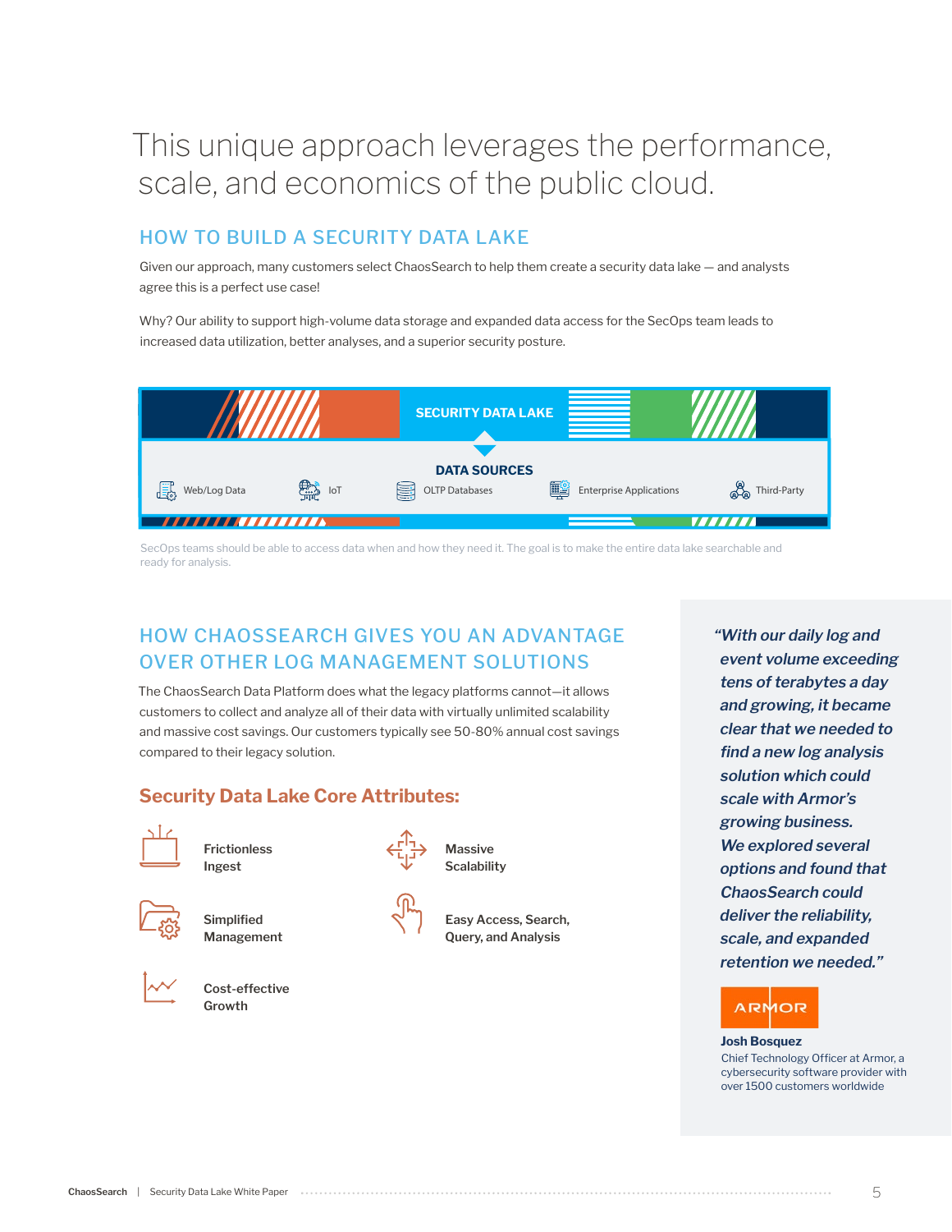# This unique approach leverages the performance, scale, and economics of the public cloud.

## HOW TO BUILD A SECURITY DATA LAKE

Given our approach, many customers select ChaosSearch to help them create a security data lake — and analysts agree this is a perfect use case!

Why? Our ability to support high-volume data storage and expanded data access for the SecOps team leads to increased data utilization, better analyses, and a superior security posture.

**SECURITY DATA LAKE**

**DATA SOURCES**

- Web/Log Data
- IoT
- OLTP Databases
- Enterprise Applications
- Third-Party

SecOps teams should be able to access data when and how they need it. The goal is to make the entire data lake searchable and ready for analysis.

## HOW CHAOSSEARCH GIVES YOU AN ADVANTAGE OVER OTHER LOG MANAGEMENT SOLUTIONS

The ChaosSearch Data Platform does what the legacy platforms cannot—it allows customers to collect and analyze all of their data with virtually unlimited scalability and massive cost savings. Our customers typically see 50-80% annual cost savings compared to their legacy solution.

### Security Data Lake Core Attributes:

- Frictionless Ingest
- Massive Scalability
- Simplified Management
- Easy Access, Search, Query, and Analysis
- Cost-effective Growth

> *"With our daily log and event volume exceeding tens of terabytes a day and growing, it became clear that we needed to find a new log analysis solution which could scale with Armor's growing business. We explored several options and found that ChaosSearch could deliver the reliability, scale, and expanded retention we needed."*

ARMOR

**Josh Bosquez**
Chief Technology Officer at Armor, a cybersecurity software provider with over 1500 customers worldwide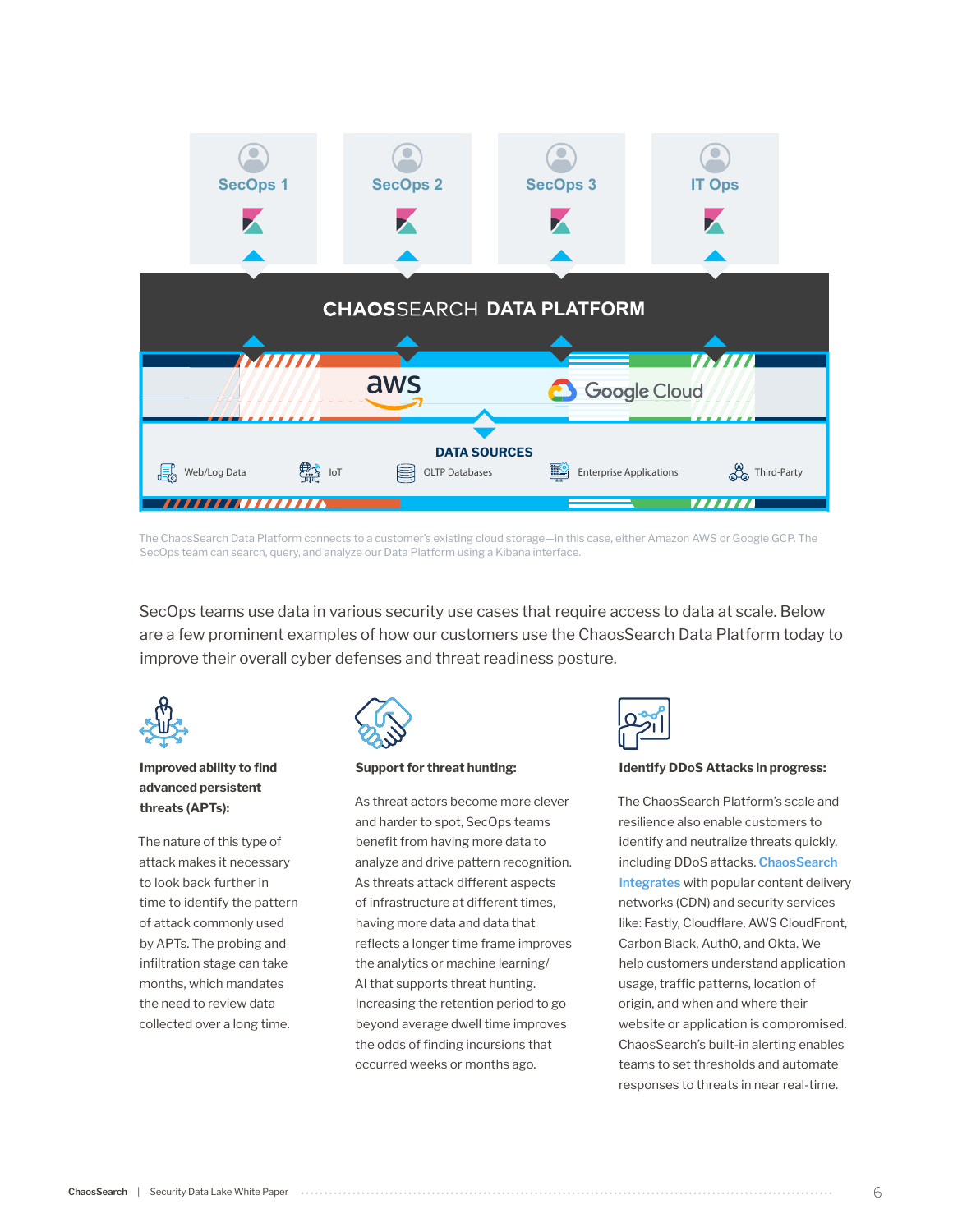SecOps 1

SecOps 2

SecOps 3

IT Ops

CHAOSSEARCH DATA PLATFORM

aws

Google Cloud

DATA SOURCES

Web/Log Data

IoT

OLTP Databases

Enterprise Applications

Third-Party

The ChaosSearch Data Platform connects to a customer's existing cloud storage—in this case, either Amazon AWS or Google GCP. The SecOps team can search, query, and analyze our Data Platform using a Kibana interface.

SecOps teams use data in various security use cases that require access to data at scale. Below are a few prominent examples of how our customers use the ChaosSearch Data Platform today to improve their overall cyber defenses and threat readiness posture.

**Improved ability to find advanced persistent threats (APTs):**

The nature of this type of attack makes it necessary to look back further in time to identify the pattern of attack commonly used by APTs. The probing and infiltration stage can take months, which mandates the need to review data collected over a long time.

**Support for threat hunting:**

As threat actors become more clever and harder to spot, SecOps teams benefit from having more data to analyze and drive pattern recognition. As threats attack different aspects of infrastructure at different times, having more data and data that reflects a longer time frame improves the analytics or machine learning/AI that supports threat hunting. Increasing the retention period to go beyond average dwell time improves the odds of finding incursions that occurred weeks or months ago.

**Identify DDoS Attacks in progress:**

The ChaosSearch Platform's scale and resilience also enable customers to identify and neutralize threats quickly, including DDoS attacks. ChaosSearch integrates with popular content delivery networks (CDN) and security services like: Fastly, Cloudflare, AWS CloudFront, Carbon Black, Auth0, and Okta. We help customers understand application usage, traffic patterns, location of origin, and when and where their website or application is compromised. ChaosSearch's built-in alerting enables teams to set thresholds and automate responses to threats in near real-time.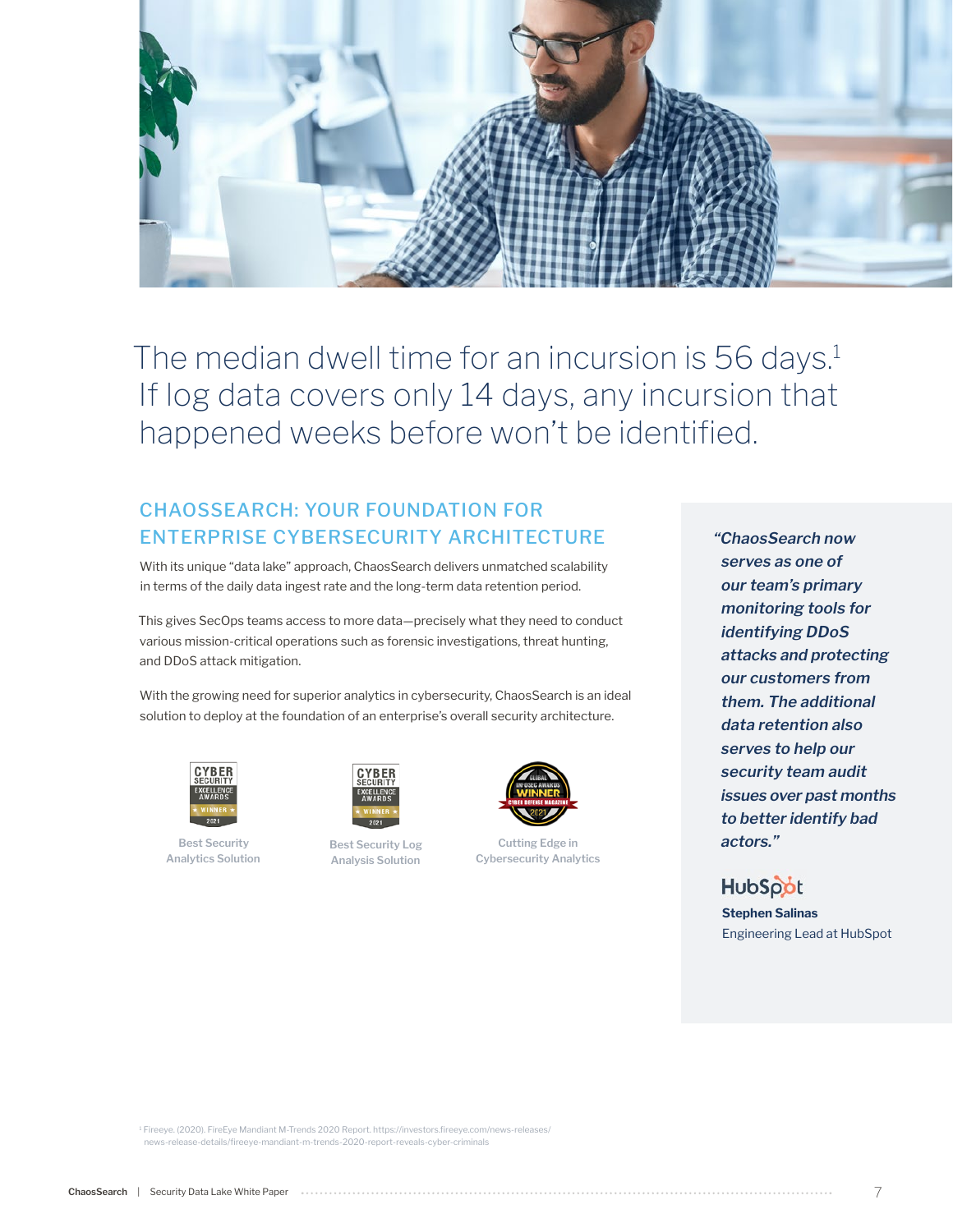The median dwell time for an incursion is 56 days.[1] If log data covers only 14 days, any incursion that happened weeks before won't be identified.

## CHAOSSEARCH: YOUR FOUNDATION FOR ENTERPRISE CYBERSECURITY ARCHITECTURE

With its unique "data lake" approach, ChaosSearch delivers unmatched scalability in terms of the daily data ingest rate and the long-term data retention period.

This gives SecOps teams access to more data—precisely what they need to conduct various mission-critical operations such as forensic investigations, threat hunting, and DDoS attack mitigation.

With the growing need for superior analytics in cybersecurity, ChaosSearch is an ideal solution to deploy at the foundation of an enterprise's overall security architecture.

Best Security Analytics Solution

Best Security Log Analysis Solution

Cutting Edge in Cybersecurity Analytics

***"ChaosSearch now serves as one of our team's primary monitoring tools for identifying DDoS attacks and protecting our customers from them. The additional data retention also serves to help our security team audit issues over past months to better identify bad actors."***

HubSpot

**Stephen Salinas**
Engineering Lead at HubSpot

[1] Fireeye. (2020). FireEye Mandiant M-Trends 2020 Report. https://investors.fireeye.com/news-releases/news-release-details/fireeye-mandiant-m-trends-2020-report-reveals-cyber-criminals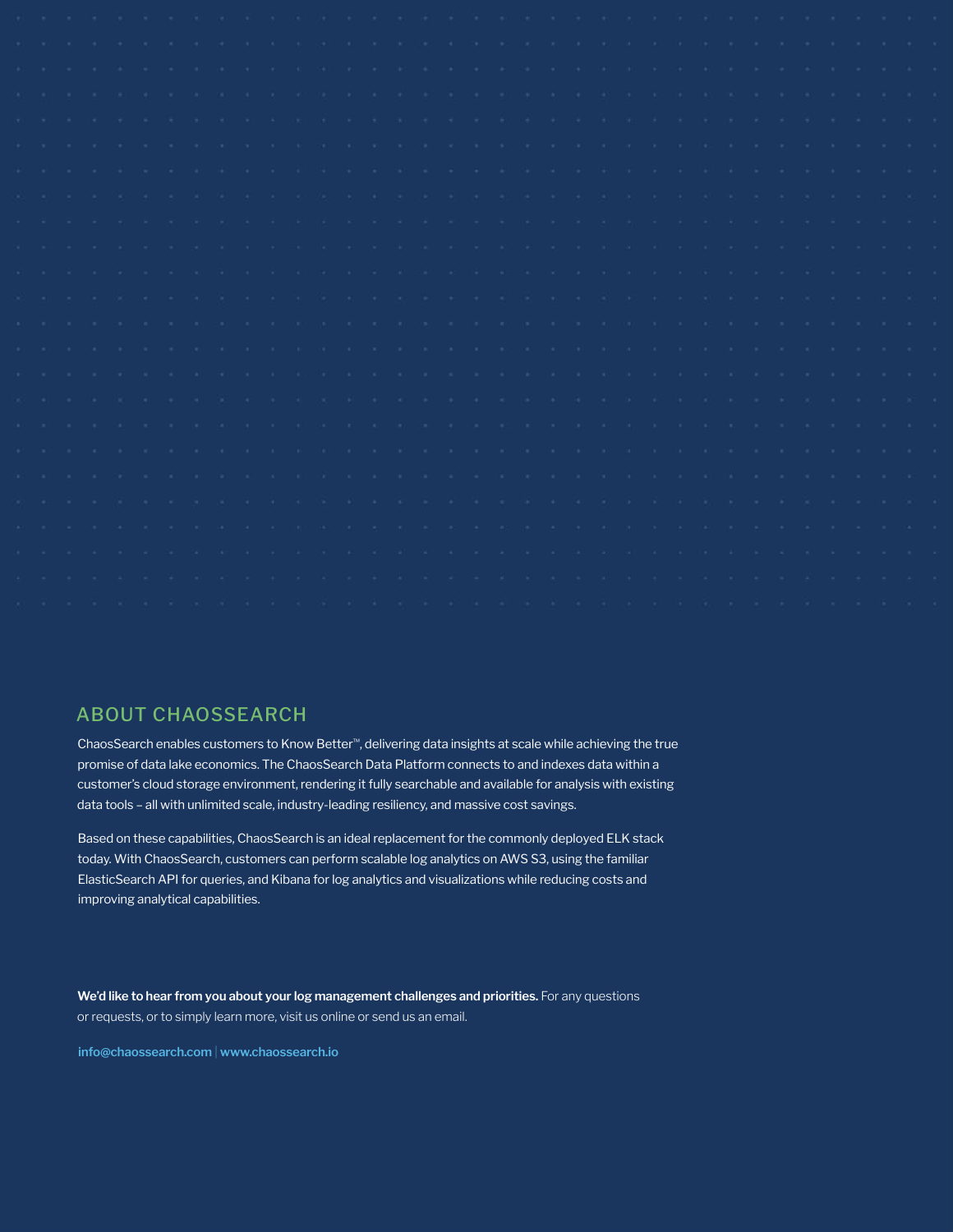## ABOUT CHAOSSEARCH

ChaosSearch enables customers to Know Better™, delivering data insights at scale while achieving the true promise of data lake economics. The ChaosSearch Data Platform connects to and indexes data within a customer's cloud storage environment, rendering it fully searchable and available for analysis with existing data tools – all with unlimited scale, industry-leading resiliency, and massive cost savings.

Based on these capabilities, ChaosSearch is an ideal replacement for the commonly deployed ELK stack today. With ChaosSearch, customers can perform scalable log analytics on AWS S3, using the familiar ElasticSearch API for queries, and Kibana for log analytics and visualizations while reducing costs and improving analytical capabilities.

**We'd like to hear from you about your log management challenges and priorities.** For any questions or requests, or to simply learn more, visit us online or send us an email.

**info@chaossearch.com** | **www.chaossearch.io**